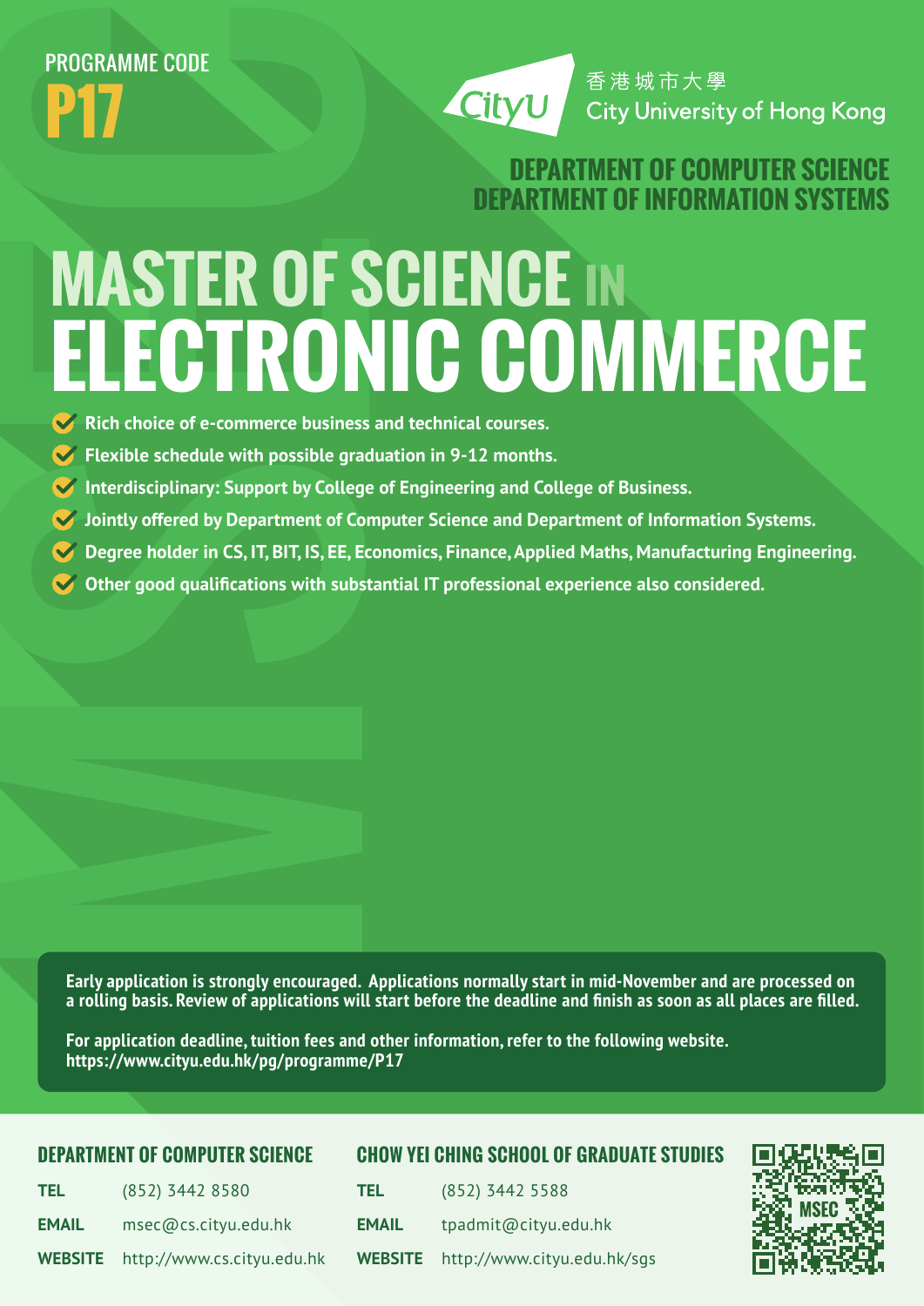PROGRAMME CODE

**P17**

香港城市大學
City University of Hong Kong

**DEPARTMENT OF COMPUTER SCIENCE**
**DEPARTMENT OF INFORMATION SYSTEMS**

# MASTER OF SCIENCE IN ELECTRONIC COMMERCE

- Rich choice of e-commerce business and technical courses.
- Flexible schedule with possible graduation in 9-12 months.
- Interdisciplinary: Support by College of Engineering and College of Business.
- Jointly offered by Department of Computer Science and Department of Information Systems.
- Degree holder in CS, IT, BIT, IS, EE, Economics, Finance, Applied Maths, Manufacturing Engineering.
- Other good qualifications with substantial IT professional experience also considered.

**Early application is strongly encouraged. Applications normally start in mid-November and are processed on a rolling basis. Review of applications will start before the deadline and finish as soon as all places are filled.**

**For application deadline, tuition fees and other information, refer to the following website.**
**https://www.cityu.edu.hk/pg/programme/P17**

## DEPARTMENT OF COMPUTER SCIENCE

**TEL** (852) 3442 8580

**EMAIL** msec@cs.cityu.edu.hk

**WEBSITE** http://www.cs.cityu.edu.hk

## CHOW YEI CHING SCHOOL OF GRADUATE STUDIES

**TEL** (852) 3442 5588

**EMAIL** tpadmit@cityu.edu.hk

**WEBSITE** http://www.cityu.edu.hk/sgs

MSEC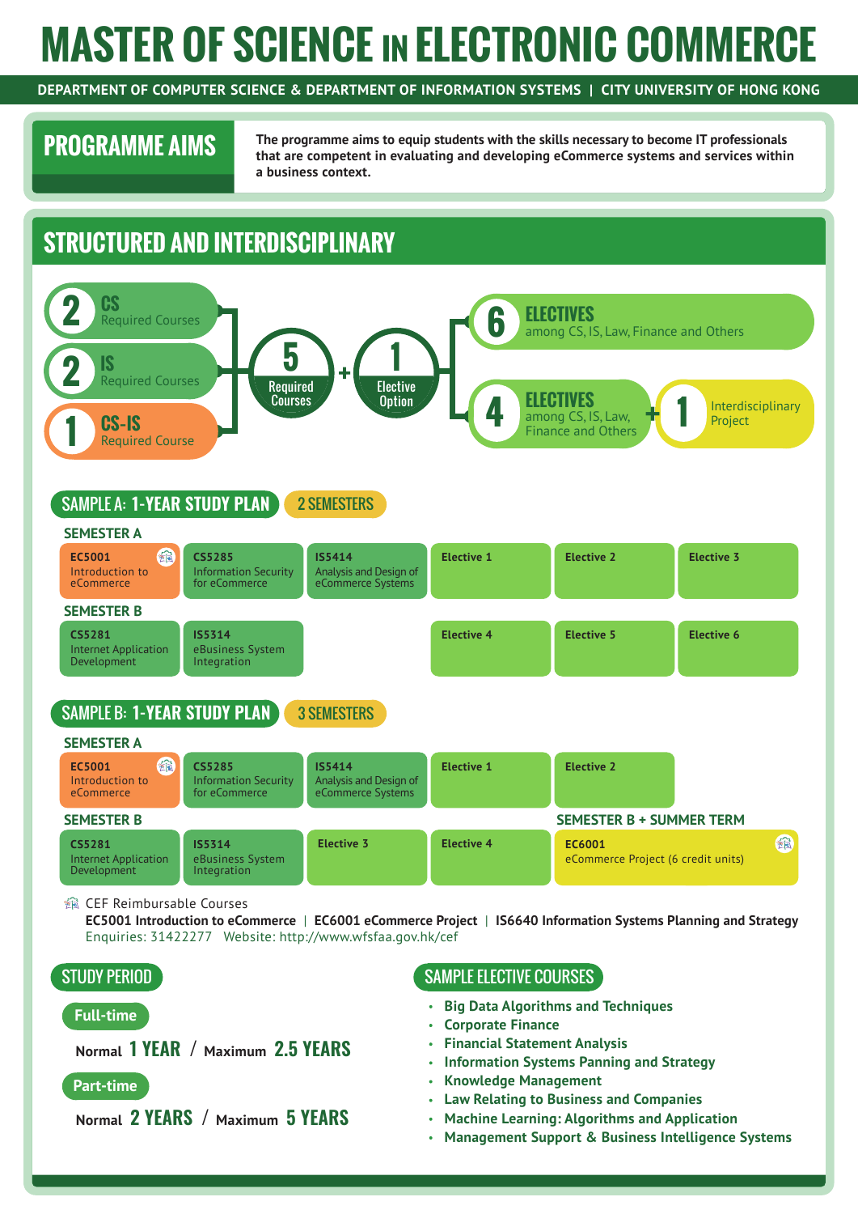# MASTER OF SCIENCE IN ELECTRONIC COMMERCE

**DEPARTMENT OF COMPUTER SCIENCE & DEPARTMENT OF INFORMATION SYSTEMS | CITY UNIVERSITY OF HONG KONG**

## PROGRAMME AIMS

**The programme aims to equip students with the skills necessary to become IT professionals that are competent in evaluating and developing eCommerce systems and services within a business context.**

## STRUCTURED AND INTERDISCIPLINARY

- **2 CS** Required Courses
- **2 IS** Required Courses
- **1 CS-IS** Required Course

**5** Required Courses + **1** Elective Option

- **6 ELECTIVES** among CS, IS, Law, Finance and Others
- **4 ELECTIVES** among CS, IS, Law, Finance and Others + **1** Interdisciplinary Project

### SAMPLE A: 1-YEAR STUDY PLAN — 2 SEMESTERS

**SEMESTER A**

| | | | | | |
|---|---|---|---|---|---|
| **EC5001** Introduction to eCommerce | **CS5285** Information Security for eCommerce | **IS5414** Analysis and Design of eCommerce Systems | **Elective 1** | **Elective 2** | **Elective 3** |

**SEMESTER B**

| | | | | | |
|---|---|---|---|---|---|
| **CS5281** Internet Application Development | **IS5314** eBusiness System Integration | | **Elective 4** | **Elective 5** | **Elective 6** |

### SAMPLE B: 1-YEAR STUDY PLAN — 3 SEMESTERS

**SEMESTER A**

| | | | | |
|---|---|---|---|---|
| **EC5001** Introduction to eCommerce | **CS5285** Information Security for eCommerce | **IS5414** Analysis and Design of eCommerce Systems | **Elective 1** | **Elective 2** |

**SEMESTER B**

| | | | |
|---|---|---|---|
| **CS5281** Internet Application Development | **IS5314** eBusiness System Integration | **Elective 3** | **Elective 4** |

**SEMESTER B + SUMMER TERM**

**EC6001** eCommerce Project (6 credit units)

CEF Reimbursable Courses

**EC5001 Introduction to eCommerce** | **EC6001 eCommerce Project** | **IS6640 Information Systems Planning and Strategy**

Enquiries: 31422277 Website: http://www.wfsfaa.gov.hk/cef

## STUDY PERIOD

**Full-time**

Normal **1 YEAR** / Maximum **2.5 YEARS**

**Part-time**

Normal **2 YEARS** / Maximum **5 YEARS**

## SAMPLE ELECTIVE COURSES

- **Big Data Algorithms and Techniques**
- **Corporate Finance**
- **Financial Statement Analysis**
- **Information Systems Panning and Strategy**
- **Knowledge Management**
- **Law Relating to Business and Companies**
- **Machine Learning: Algorithms and Application**
- **Management Support & Business Intelligence Systems**